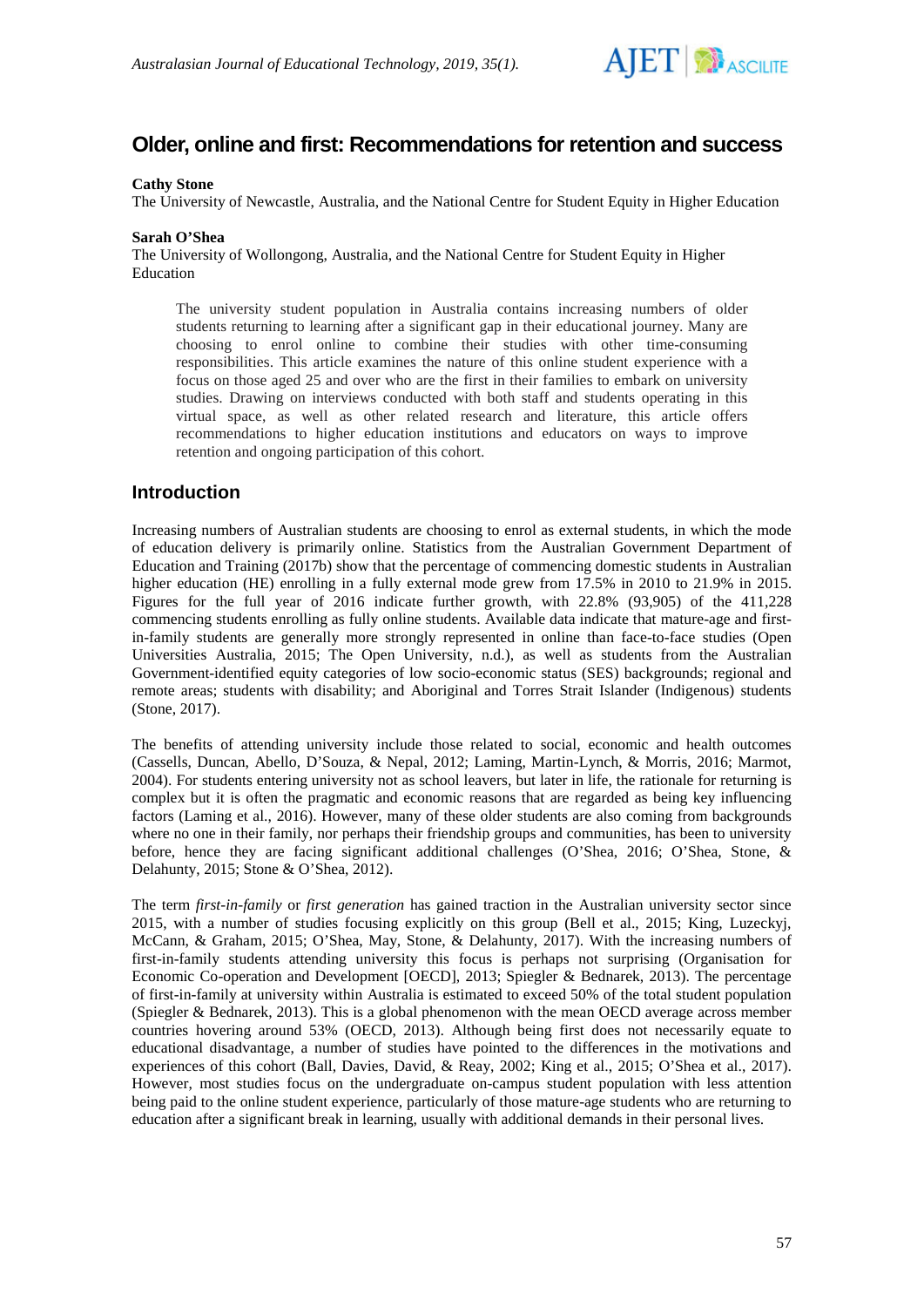# Older, online and first: Recommendations for retention and success

**Cathy Stone**
The University of Newcastle, Australia, and the National Centre for Student Equity in Higher Education

**Sarah O'Shea**
The University of Wollongong, Australia, and the National Centre for Student Equity in Higher Education

> The university student population in Australia contains increasing numbers of older students returning to learning after a significant gap in their educational journey. Many are choosing to enrol online to combine their studies with other time-consuming responsibilities. This article examines the nature of this online student experience with a focus on those aged 25 and over who are the first in their families to embark on university studies. Drawing on interviews conducted with both staff and students operating in this virtual space, as well as other related research and literature, this article offers recommendations to higher education institutions and educators on ways to improve retention and ongoing participation of this cohort.

## Introduction

Increasing numbers of Australian students are choosing to enrol as external students, in which the mode of education delivery is primarily online. Statistics from the Australian Government Department of Education and Training (2017b) show that the percentage of commencing domestic students in Australian higher education (HE) enrolling in a fully external mode grew from 17.5% in 2010 to 21.9% in 2015. Figures for the full year of 2016 indicate further growth, with 22.8% (93,905) of the 411,228 commencing students enrolling as fully online students. Available data indicate that mature-age and first-in-family students are generally more strongly represented in online than face-to-face studies (Open Universities Australia, 2015; The Open University, n.d.), as well as students from the Australian Government-identified equity categories of low socio-economic status (SES) backgrounds; regional and remote areas; students with disability; and Aboriginal and Torres Strait Islander (Indigenous) students (Stone, 2017).

The benefits of attending university include those related to social, economic and health outcomes (Cassells, Duncan, Abello, D'Souza, & Nepal, 2012; Laming, Martin-Lynch, & Morris, 2016; Marmot, 2004). For students entering university not as school leavers, but later in life, the rationale for returning is complex but it is often the pragmatic and economic reasons that are regarded as being key influencing factors (Laming et al., 2016). However, many of these older students are also coming from backgrounds where no one in their family, nor perhaps their friendship groups and communities, has been to university before, hence they are facing significant additional challenges (O'Shea, 2016; O'Shea, Stone, & Delahunty, 2015; Stone & O'Shea, 2012).

The term *first-in-family* or *first generation* has gained traction in the Australian university sector since 2015, with a number of studies focusing explicitly on this group (Bell et al., 2015; King, Luzeckyj, McCann, & Graham, 2015; O'Shea, May, Stone, & Delahunty, 2017). With the increasing numbers of first-in-family students attending university this focus is perhaps not surprising (Organisation for Economic Co-operation and Development [OECD], 2013; Spiegler & Bednarek, 2013). The percentage of first-in-family at university within Australia is estimated to exceed 50% of the total student population (Spiegler & Bednarek, 2013). This is a global phenomenon with the mean OECD average across member countries hovering around 53% (OECD, 2013). Although being first does not necessarily equate to educational disadvantage, a number of studies have pointed to the differences in the motivations and experiences of this cohort (Ball, Davies, David, & Reay, 2002; King et al., 2015; O'Shea et al., 2017). However, most studies focus on the undergraduate on-campus student population with less attention being paid to the online student experience, particularly of those mature-age students who are returning to education after a significant break in learning, usually with additional demands in their personal lives.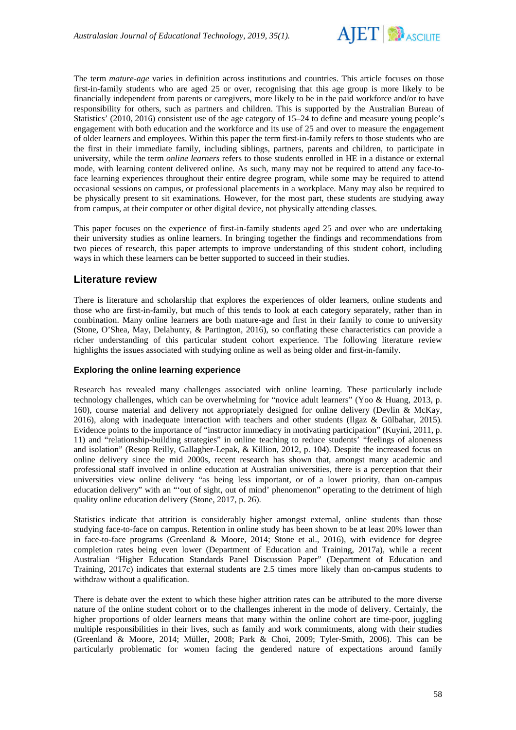The term *mature-age* varies in definition across institutions and countries. This article focuses on those first-in-family students who are aged 25 or over, recognising that this age group is more likely to be financially independent from parents or caregivers, more likely to be in the paid workforce and/or to have responsibility for others, such as partners and children. This is supported by the Australian Bureau of Statistics' (2010, 2016) consistent use of the age category of 15–24 to define and measure young people's engagement with both education and the workforce and its use of 25 and over to measure the engagement of older learners and employees. Within this paper the term first-in-family refers to those students who are the first in their immediate family, including siblings, partners, parents and children, to participate in university, while the term *online learners* refers to those students enrolled in HE in a distance or external mode, with learning content delivered online. As such, many may not be required to attend any face-to-face learning experiences throughout their entire degree program, while some may be required to attend occasional sessions on campus, or professional placements in a workplace. Many may also be required to be physically present to sit examinations. However, for the most part, these students are studying away from campus, at their computer or other digital device, not physically attending classes.

This paper focuses on the experience of first-in-family students aged 25 and over who are undertaking their university studies as online learners. In bringing together the findings and recommendations from two pieces of research, this paper attempts to improve understanding of this student cohort, including ways in which these learners can be better supported to succeed in their studies.

## Literature review

There is literature and scholarship that explores the experiences of older learners, online students and those who are first-in-family, but much of this tends to look at each category separately, rather than in combination. Many online learners are both mature-age and first in their family to come to university (Stone, O'Shea, May, Delahunty, & Partington, 2016), so conflating these characteristics can provide a richer understanding of this particular student cohort experience. The following literature review highlights the issues associated with studying online as well as being older and first-in-family.

### Exploring the online learning experience

Research has revealed many challenges associated with online learning. These particularly include technology challenges, which can be overwhelming for "novice adult learners" (Yoo & Huang, 2013, p. 160), course material and delivery not appropriately designed for online delivery (Devlin & McKay, 2016), along with inadequate interaction with teachers and other students (Ilgaz & Gülbahar, 2015). Evidence points to the importance of "instructor immediacy in motivating participation" (Kuyini, 2011, p. 11) and "relationship-building strategies" in online teaching to reduce students' "feelings of aloneness and isolation" (Resop Reilly, Gallagher-Lepak, & Killion, 2012, p. 104). Despite the increased focus on online delivery since the mid 2000s, recent research has shown that, amongst many academic and professional staff involved in online education at Australian universities, there is a perception that their universities view online delivery "as being less important, or of a lower priority, than on-campus education delivery" with an "'out of sight, out of mind' phenomenon" operating to the detriment of high quality online education delivery (Stone, 2017, p. 26).

Statistics indicate that attrition is considerably higher amongst external, online students than those studying face-to-face on campus. Retention in online study has been shown to be at least 20% lower than in face-to-face programs (Greenland & Moore, 2014; Stone et al., 2016), with evidence for degree completion rates being even lower (Department of Education and Training, 2017a), while a recent Australian "Higher Education Standards Panel Discussion Paper" (Department of Education and Training, 2017c) indicates that external students are 2.5 times more likely than on-campus students to withdraw without a qualification.

There is debate over the extent to which these higher attrition rates can be attributed to the more diverse nature of the online student cohort or to the challenges inherent in the mode of delivery. Certainly, the higher proportions of older learners means that many within the online cohort are time-poor, juggling multiple responsibilities in their lives, such as family and work commitments, along with their studies (Greenland & Moore, 2014; Müller, 2008; Park & Choi, 2009; Tyler-Smith, 2006). This can be particularly problematic for women facing the gendered nature of expectations around family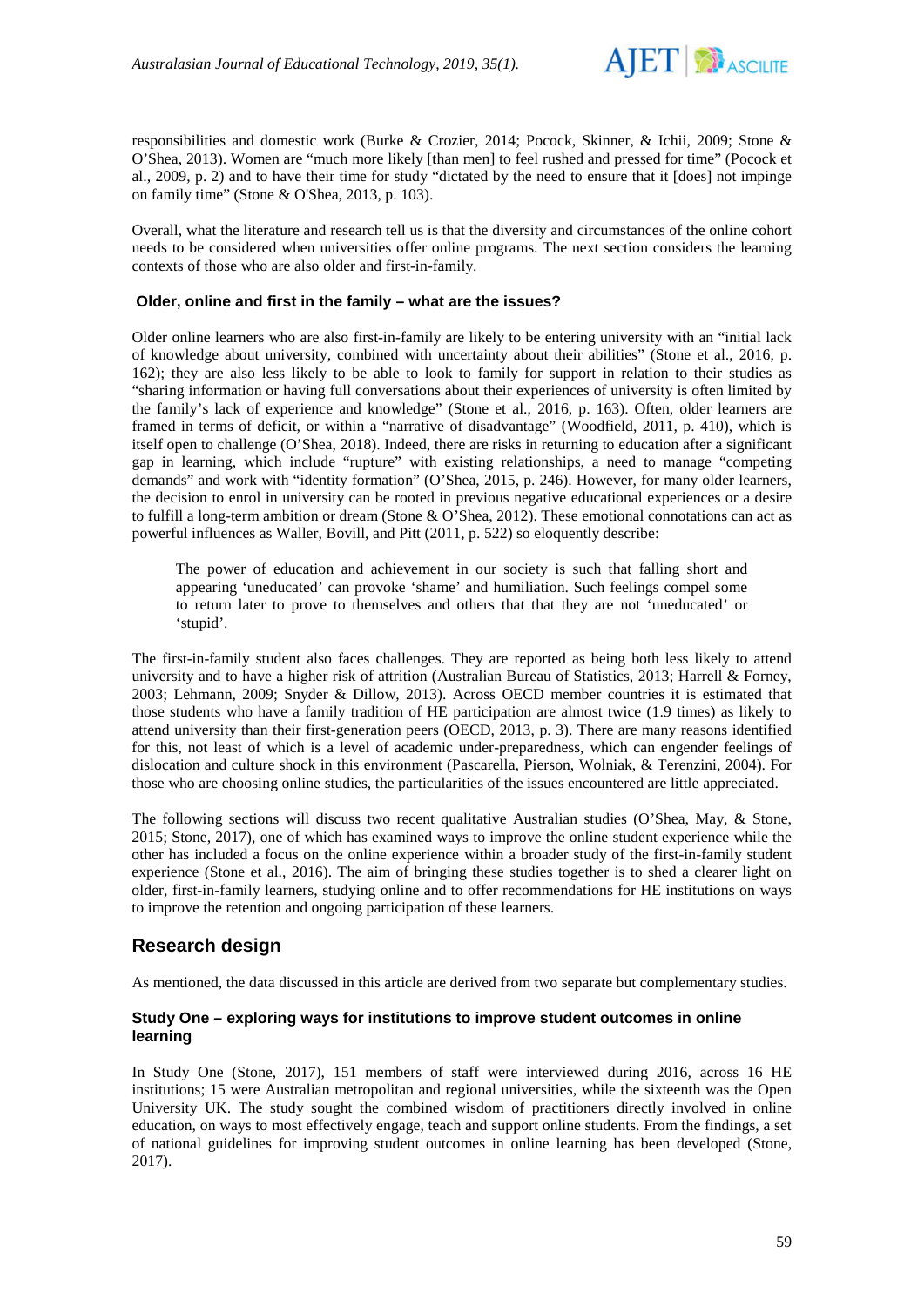responsibilities and domestic work (Burke & Crozier, 2014; Pocock, Skinner, & Ichii, 2009; Stone & O'Shea, 2013). Women are "much more likely [than men] to feel rushed and pressed for time" (Pocock et al., 2009, p. 2) and to have their time for study "dictated by the need to ensure that it [does] not impinge on family time" (Stone & O'Shea, 2013, p. 103).

Overall, what the literature and research tell us is that the diversity and circumstances of the online cohort needs to be considered when universities offer online programs. The next section considers the learning contexts of those who are also older and first-in-family.

### Older, online and first in the family – what are the issues?

Older online learners who are also first-in-family are likely to be entering university with an "initial lack of knowledge about university, combined with uncertainty about their abilities" (Stone et al., 2016, p. 162); they are also less likely to be able to look to family for support in relation to their studies as "sharing information or having full conversations about their experiences of university is often limited by the family's lack of experience and knowledge" (Stone et al., 2016, p. 163). Often, older learners are framed in terms of deficit, or within a "narrative of disadvantage" (Woodfield, 2011, p. 410), which is itself open to challenge (O'Shea, 2018). Indeed, there are risks in returning to education after a significant gap in learning, which include "rupture" with existing relationships, a need to manage "competing demands" and work with "identity formation" (O'Shea, 2015, p. 246). However, for many older learners, the decision to enrol in university can be rooted in previous negative educational experiences or a desire to fulfill a long-term ambition or dream (Stone & O'Shea, 2012). These emotional connotations can act as powerful influences as Waller, Bovill, and Pitt (2011, p. 522) so eloquently describe:

> The power of education and achievement in our society is such that falling short and appearing 'uneducated' can provoke 'shame' and humiliation. Such feelings compel some to return later to prove to themselves and others that that they are not 'uneducated' or 'stupid'.

The first-in-family student also faces challenges. They are reported as being both less likely to attend university and to have a higher risk of attrition (Australian Bureau of Statistics, 2013; Harrell & Forney, 2003; Lehmann, 2009; Snyder & Dillow, 2013). Across OECD member countries it is estimated that those students who have a family tradition of HE participation are almost twice (1.9 times) as likely to attend university than their first-generation peers (OECD, 2013, p. 3). There are many reasons identified for this, not least of which is a level of academic under-preparedness, which can engender feelings of dislocation and culture shock in this environment (Pascarella, Pierson, Wolniak, & Terenzini, 2004). For those who are choosing online studies, the particularities of the issues encountered are little appreciated.

The following sections will discuss two recent qualitative Australian studies (O'Shea, May, & Stone, 2015; Stone, 2017), one of which has examined ways to improve the online student experience while the other has included a focus on the online experience within a broader study of the first-in-family student experience (Stone et al., 2016). The aim of bringing these studies together is to shed a clearer light on older, first-in-family learners, studying online and to offer recommendations for HE institutions on ways to improve the retention and ongoing participation of these learners.

## Research design

As mentioned, the data discussed in this article are derived from two separate but complementary studies.

### Study One – exploring ways for institutions to improve student outcomes in online learning

In Study One (Stone, 2017), 151 members of staff were interviewed during 2016, across 16 HE institutions; 15 were Australian metropolitan and regional universities, while the sixteenth was the Open University UK. The study sought the combined wisdom of practitioners directly involved in online education, on ways to most effectively engage, teach and support online students. From the findings, a set of national guidelines for improving student outcomes in online learning has been developed (Stone, 2017).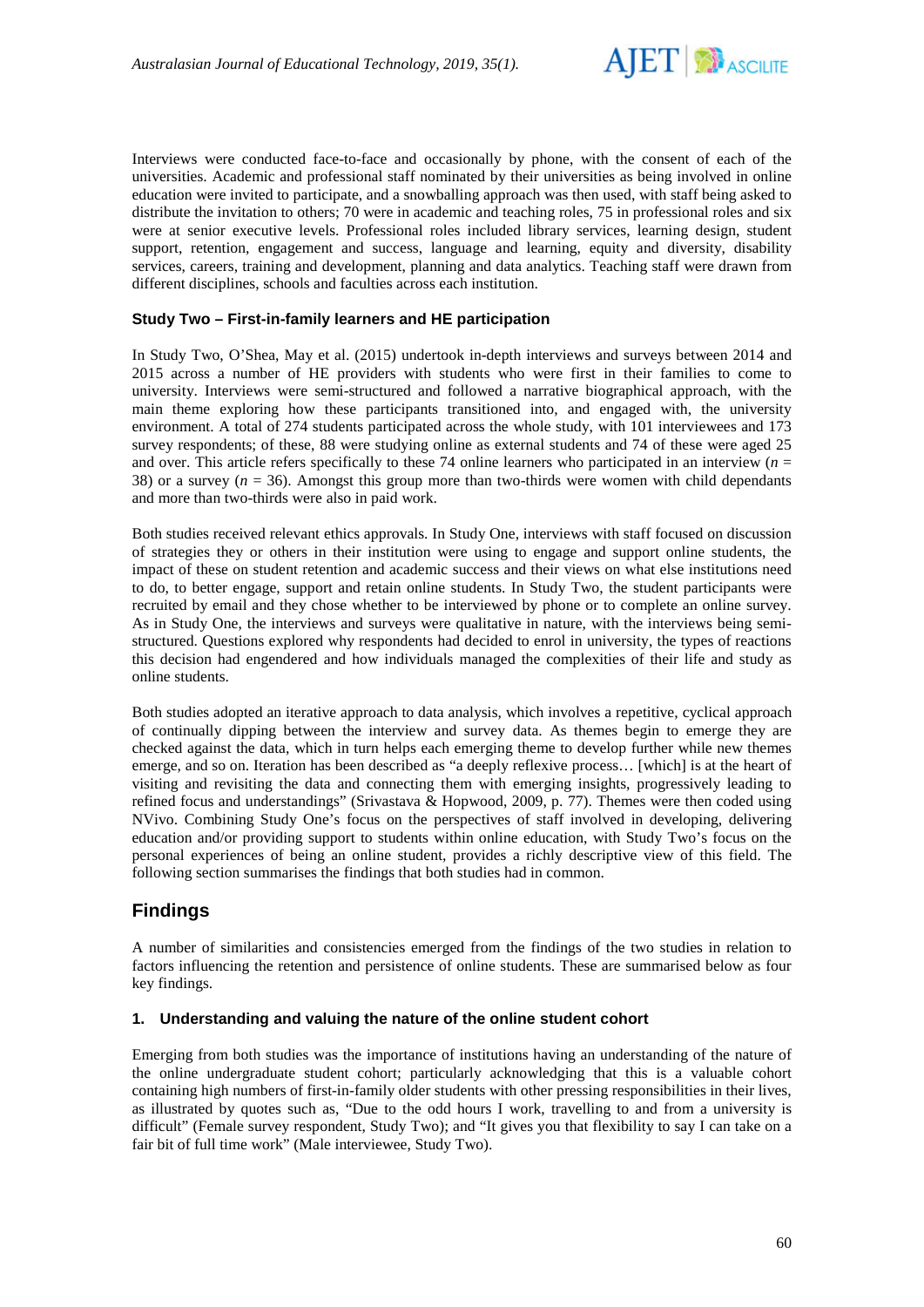Interviews were conducted face-to-face and occasionally by phone, with the consent of each of the universities. Academic and professional staff nominated by their universities as being involved in online education were invited to participate, and a snowballing approach was then used, with staff being asked to distribute the invitation to others; 70 were in academic and teaching roles, 75 in professional roles and six were at senior executive levels. Professional roles included library services, learning design, student support, retention, engagement and success, language and learning, equity and diversity, disability services, careers, training and development, planning and data analytics. Teaching staff were drawn from different disciplines, schools and faculties across each institution.

### Study Two – First-in-family learners and HE participation

In Study Two, O'Shea, May et al. (2015) undertook in-depth interviews and surveys between 2014 and 2015 across a number of HE providers with students who were first in their families to come to university. Interviews were semi-structured and followed a narrative biographical approach, with the main theme exploring how these participants transitioned into, and engaged with, the university environment. A total of 274 students participated across the whole study, with 101 interviewees and 173 survey respondents; of these, 88 were studying online as external students and 74 of these were aged 25 and over. This article refers specifically to these 74 online learners who participated in an interview ($n$ = 38) or a survey ($n$ = 36). Amongst this group more than two-thirds were women with child dependants and more than two-thirds were also in paid work.

Both studies received relevant ethics approvals. In Study One, interviews with staff focused on discussion of strategies they or others in their institution were using to engage and support online students, the impact of these on student retention and academic success and their views on what else institutions need to do, to better engage, support and retain online students. In Study Two, the student participants were recruited by email and they chose whether to be interviewed by phone or to complete an online survey. As in Study One, the interviews and surveys were qualitative in nature, with the interviews being semi-structured. Questions explored why respondents had decided to enrol in university, the types of reactions this decision had engendered and how individuals managed the complexities of their life and study as online students.

Both studies adopted an iterative approach to data analysis, which involves a repetitive, cyclical approach of continually dipping between the interview and survey data. As themes begin to emerge they are checked against the data, which in turn helps each emerging theme to develop further while new themes emerge, and so on. Iteration has been described as "a deeply reflexive process… [which] is at the heart of visiting and revisiting the data and connecting them with emerging insights, progressively leading to refined focus and understandings" (Srivastava & Hopwood, 2009, p. 77). Themes were then coded using NVivo. Combining Study One's focus on the perspectives of staff involved in developing, delivering education and/or providing support to students within online education, with Study Two's focus on the personal experiences of being an online student, provides a richly descriptive view of this field. The following section summarises the findings that both studies had in common.

## Findings

A number of similarities and consistencies emerged from the findings of the two studies in relation to factors influencing the retention and persistence of online students. These are summarised below as four key findings.

### 1. Understanding and valuing the nature of the online student cohort

Emerging from both studies was the importance of institutions having an understanding of the nature of the online undergraduate student cohort; particularly acknowledging that this is a valuable cohort containing high numbers of first-in-family older students with other pressing responsibilities in their lives, as illustrated by quotes such as, "Due to the odd hours I work, travelling to and from a university is difficult" (Female survey respondent, Study Two); and "It gives you that flexibility to say I can take on a fair bit of full time work" (Male interviewee, Study Two).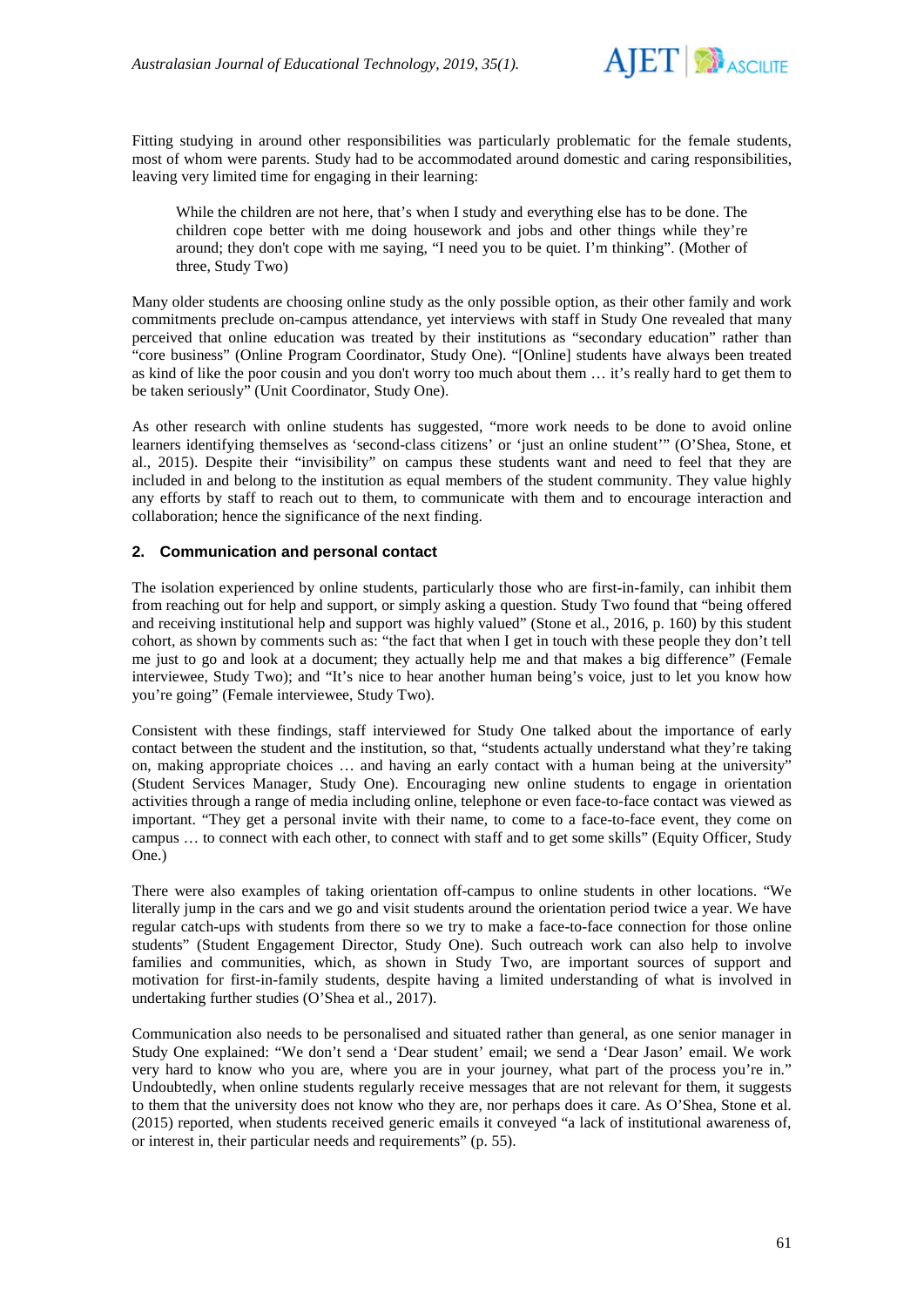Fitting studying in around other responsibilities was particularly problematic for the female students, most of whom were parents. Study had to be accommodated around domestic and caring responsibilities, leaving very limited time for engaging in their learning:

> While the children are not here, that's when I study and everything else has to be done. The children cope better with me doing housework and jobs and other things while they're around; they don't cope with me saying, "I need you to be quiet. I'm thinking". (Mother of three, Study Two)

Many older students are choosing online study as the only possible option, as their other family and work commitments preclude on-campus attendance, yet interviews with staff in Study One revealed that many perceived that online education was treated by their institutions as "secondary education" rather than "core business" (Online Program Coordinator, Study One). "[Online] students have always been treated as kind of like the poor cousin and you don't worry too much about them … it's really hard to get them to be taken seriously" (Unit Coordinator, Study One).

As other research with online students has suggested, "more work needs to be done to avoid online learners identifying themselves as 'second-class citizens' or 'just an online student'" (O'Shea, Stone, et al., 2015). Despite their "invisibility" on campus these students want and need to feel that they are included in and belong to the institution as equal members of the student community. They value highly any efforts by staff to reach out to them, to communicate with them and to encourage interaction and collaboration; hence the significance of the next finding.

### 2. Communication and personal contact

The isolation experienced by online students, particularly those who are first-in-family, can inhibit them from reaching out for help and support, or simply asking a question. Study Two found that "being offered and receiving institutional help and support was highly valued" (Stone et al., 2016, p. 160) by this student cohort, as shown by comments such as: "the fact that when I get in touch with these people they don't tell me just to go and look at a document; they actually help me and that makes a big difference" (Female interviewee, Study Two); and "It's nice to hear another human being's voice, just to let you know how you're going" (Female interviewee, Study Two).

Consistent with these findings, staff interviewed for Study One talked about the importance of early contact between the student and the institution, so that, "students actually understand what they're taking on, making appropriate choices … and having an early contact with a human being at the university" (Student Services Manager, Study One). Encouraging new online students to engage in orientation activities through a range of media including online, telephone or even face-to-face contact was viewed as important. "They get a personal invite with their name, to come to a face-to-face event, they come on campus … to connect with each other, to connect with staff and to get some skills" (Equity Officer, Study One.)

There were also examples of taking orientation off-campus to online students in other locations. "We literally jump in the cars and we go and visit students around the orientation period twice a year. We have regular catch-ups with students from there so we try to make a face-to-face connection for those online students" (Student Engagement Director, Study One). Such outreach work can also help to involve families and communities, which, as shown in Study Two, are important sources of support and motivation for first-in-family students, despite having a limited understanding of what is involved in undertaking further studies (O'Shea et al., 2017).

Communication also needs to be personalised and situated rather than general, as one senior manager in Study One explained: "We don't send a 'Dear student' email; we send a 'Dear Jason' email. We work very hard to know who you are, where you are in your journey, what part of the process you're in." Undoubtedly, when online students regularly receive messages that are not relevant for them, it suggests to them that the university does not know who they are, nor perhaps does it care. As O'Shea, Stone et al. (2015) reported, when students received generic emails it conveyed "a lack of institutional awareness of, or interest in, their particular needs and requirements" (p. 55).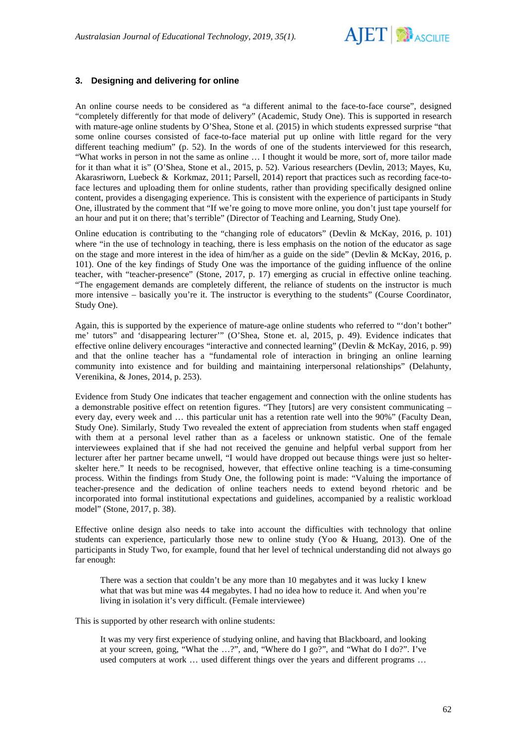## 3. Designing and delivering for online

An online course needs to be considered as "a different animal to the face-to-face course", designed "completely differently for that mode of delivery" (Academic, Study One). This is supported in research with mature-age online students by O'Shea, Stone et al. (2015) in which students expressed surprise "that some online courses consisted of face-to-face material put up online with little regard for the very different teaching medium" (p. 52). In the words of one of the students interviewed for this research, "What works in person in not the same as online … I thought it would be more, sort of, more tailor made for it than what it is" (O'Shea, Stone et al., 2015, p. 52). Various researchers (Devlin, 2013; Mayes, Ku, Akarasriworn, Luebeck & Korkmaz, 2011; Parsell, 2014) report that practices such as recording face-to-face lectures and uploading them for online students, rather than providing specifically designed online content, provides a disengaging experience. This is consistent with the experience of participants in Study One, illustrated by the comment that "If we're going to move more online, you don't just tape yourself for an hour and put it on there; that's terrible" (Director of Teaching and Learning, Study One).

Online education is contributing to the "changing role of educators" (Devlin & McKay, 2016, p. 101) where "in the use of technology in teaching, there is less emphasis on the notion of the educator as sage on the stage and more interest in the idea of him/her as a guide on the side" (Devlin & McKay, 2016, p. 101). One of the key findings of Study One was the importance of the guiding influence of the online teacher, with "teacher-presence" (Stone, 2017, p. 17) emerging as crucial in effective online teaching. "The engagement demands are completely different, the reliance of students on the instructor is much more intensive – basically you're it. The instructor is everything to the students" (Course Coordinator, Study One).

Again, this is supported by the experience of mature-age online students who referred to "'don't bother" me' tutors" and 'disappearing lecturer'" (O'Shea, Stone et. al, 2015, p. 49). Evidence indicates that effective online delivery encourages "interactive and connected learning" (Devlin & McKay, 2016, p. 99) and that the online teacher has a "fundamental role of interaction in bringing an online learning community into existence and for building and maintaining interpersonal relationships" (Delahunty, Verenikina, & Jones, 2014, p. 253).

Evidence from Study One indicates that teacher engagement and connection with the online students has a demonstrable positive effect on retention figures. "They [tutors] are very consistent communicating – every day, every week and … this particular unit has a retention rate well into the 90%" (Faculty Dean, Study One). Similarly, Study Two revealed the extent of appreciation from students when staff engaged with them at a personal level rather than as a faceless or unknown statistic. One of the female interviewees explained that if she had not received the genuine and helpful verbal support from her lecturer after her partner became unwell, "I would have dropped out because things were just so helter-skelter here." It needs to be recognised, however, that effective online teaching is a time-consuming process. Within the findings from Study One, the following point is made: "Valuing the importance of teacher-presence and the dedication of online teachers needs to extend beyond rhetoric and be incorporated into formal institutional expectations and guidelines, accompanied by a realistic workload model" (Stone, 2017, p. 38).

Effective online design also needs to take into account the difficulties with technology that online students can experience, particularly those new to online study (Yoo & Huang, 2013). One of the participants in Study Two, for example, found that her level of technical understanding did not always go far enough:

> There was a section that couldn't be any more than 10 megabytes and it was lucky I knew what that was but mine was 44 megabytes. I had no idea how to reduce it. And when you're living in isolation it's very difficult. (Female interviewee)

This is supported by other research with online students:

> It was my very first experience of studying online, and having that Blackboard, and looking at your screen, going, "What the …?", and, "Where do I go?", and "What do I do?". I've used computers at work … used different things over the years and different programs …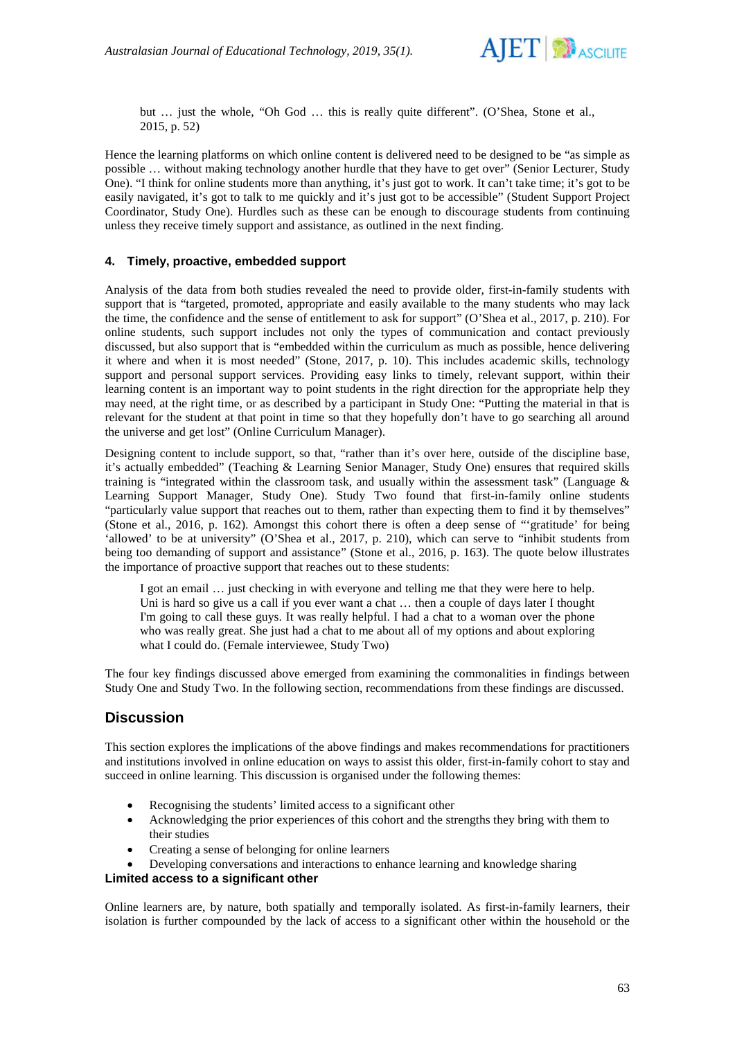> but … just the whole, "Oh God … this is really quite different". (O'Shea, Stone et al., 2015, p. 52)

Hence the learning platforms on which online content is delivered need to be designed to be "as simple as possible … without making technology another hurdle that they have to get over" (Senior Lecturer, Study One). "I think for online students more than anything, it's just got to work. It can't take time; it's got to be easily navigated, it's got to talk to me quickly and it's just got to be accessible" (Student Support Project Coordinator, Study One). Hurdles such as these can be enough to discourage students from continuing unless they receive timely support and assistance, as outlined in the next finding.

### 4. Timely, proactive, embedded support

Analysis of the data from both studies revealed the need to provide older, first-in-family students with support that is "targeted, promoted, appropriate and easily available to the many students who may lack the time, the confidence and the sense of entitlement to ask for support" (O'Shea et al., 2017, p. 210). For online students, such support includes not only the types of communication and contact previously discussed, but also support that is "embedded within the curriculum as much as possible, hence delivering it where and when it is most needed" (Stone, 2017, p. 10). This includes academic skills, technology support and personal support services. Providing easy links to timely, relevant support, within their learning content is an important way to point students in the right direction for the appropriate help they may need, at the right time, or as described by a participant in Study One: "Putting the material in that is relevant for the student at that point in time so that they hopefully don't have to go searching all around the universe and get lost" (Online Curriculum Manager).

Designing content to include support, so that, "rather than it's over here, outside of the discipline base, it's actually embedded" (Teaching & Learning Senior Manager, Study One) ensures that required skills training is "integrated within the classroom task, and usually within the assessment task" (Language & Learning Support Manager, Study One). Study Two found that first-in-family online students "particularly value support that reaches out to them, rather than expecting them to find it by themselves" (Stone et al., 2016, p. 162). Amongst this cohort there is often a deep sense of "'gratitude' for being 'allowed' to be at university" (O'Shea et al., 2017, p. 210), which can serve to "inhibit students from being too demanding of support and assistance" (Stone et al., 2016, p. 163). The quote below illustrates the importance of proactive support that reaches out to these students:

> I got an email … just checking in with everyone and telling me that they were here to help. Uni is hard so give us a call if you ever want a chat … then a couple of days later I thought I'm going to call these guys. It was really helpful. I had a chat to a woman over the phone who was really great. She just had a chat to me about all of my options and about exploring what I could do. (Female interviewee, Study Two)

The four key findings discussed above emerged from examining the commonalities in findings between Study One and Study Two. In the following section, recommendations from these findings are discussed.

## Discussion

This section explores the implications of the above findings and makes recommendations for practitioners and institutions involved in online education on ways to assist this older, first-in-family cohort to stay and succeed in online learning. This discussion is organised under the following themes:

- Recognising the students' limited access to a significant other
- Acknowledging the prior experiences of this cohort and the strengths they bring with them to their studies
- Creating a sense of belonging for online learners
- Developing conversations and interactions to enhance learning and knowledge sharing

### Limited access to a significant other

Online learners are, by nature, both spatially and temporally isolated. As first-in-family learners, their isolation is further compounded by the lack of access to a significant other within the household or the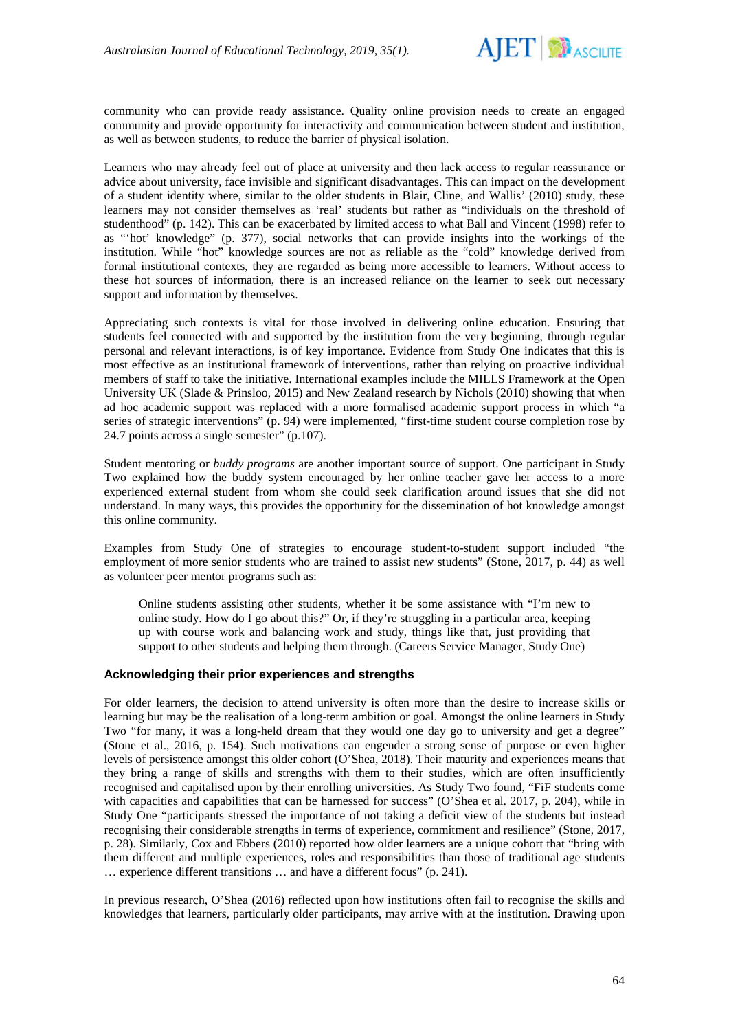community who can provide ready assistance. Quality online provision needs to create an engaged community and provide opportunity for interactivity and communication between student and institution, as well as between students, to reduce the barrier of physical isolation.

Learners who may already feel out of place at university and then lack access to regular reassurance or advice about university, face invisible and significant disadvantages. This can impact on the development of a student identity where, similar to the older students in Blair, Cline, and Wallis' (2010) study, these learners may not consider themselves as 'real' students but rather as "individuals on the threshold of studenthood" (p. 142). This can be exacerbated by limited access to what Ball and Vincent (1998) refer to as "'hot' knowledge" (p. 377), social networks that can provide insights into the workings of the institution. While "hot" knowledge sources are not as reliable as the "cold" knowledge derived from formal institutional contexts, they are regarded as being more accessible to learners. Without access to these hot sources of information, there is an increased reliance on the learner to seek out necessary support and information by themselves.

Appreciating such contexts is vital for those involved in delivering online education. Ensuring that students feel connected with and supported by the institution from the very beginning, through regular personal and relevant interactions, is of key importance. Evidence from Study One indicates that this is most effective as an institutional framework of interventions, rather than relying on proactive individual members of staff to take the initiative. International examples include the MILLS Framework at the Open University UK (Slade & Prinsloo, 2015) and New Zealand research by Nichols (2010) showing that when ad hoc academic support was replaced with a more formalised academic support process in which "a series of strategic interventions" (p. 94) were implemented, "first-time student course completion rose by 24.7 points across a single semester" (p.107).

Student mentoring or *buddy programs* are another important source of support. One participant in Study Two explained how the buddy system encouraged by her online teacher gave her access to a more experienced external student from whom she could seek clarification around issues that she did not understand. In many ways, this provides the opportunity for the dissemination of hot knowledge amongst this online community.

Examples from Study One of strategies to encourage student-to-student support included "the employment of more senior students who are trained to assist new students" (Stone, 2017, p. 44) as well as volunteer peer mentor programs such as:

> Online students assisting other students, whether it be some assistance with "I'm new to online study. How do I go about this?" Or, if they're struggling in a particular area, keeping up with course work and balancing work and study, things like that, just providing that support to other students and helping them through. (Careers Service Manager, Study One)

### Acknowledging their prior experiences and strengths

For older learners, the decision to attend university is often more than the desire to increase skills or learning but may be the realisation of a long-term ambition or goal. Amongst the online learners in Study Two "for many, it was a long-held dream that they would one day go to university and get a degree" (Stone et al., 2016, p. 154). Such motivations can engender a strong sense of purpose or even higher levels of persistence amongst this older cohort (O'Shea, 2018). Their maturity and experiences means that they bring a range of skills and strengths with them to their studies, which are often insufficiently recognised and capitalised upon by their enrolling universities. As Study Two found, "FiF students come with capacities and capabilities that can be harnessed for success" (O'Shea et al. 2017, p. 204), while in Study One "participants stressed the importance of not taking a deficit view of the students but instead recognising their considerable strengths in terms of experience, commitment and resilience" (Stone, 2017, p. 28). Similarly, Cox and Ebbers (2010) reported how older learners are a unique cohort that "bring with them different and multiple experiences, roles and responsibilities than those of traditional age students … experience different transitions … and have a different focus" (p. 241).

In previous research, O'Shea (2016) reflected upon how institutions often fail to recognise the skills and knowledges that learners, particularly older participants, may arrive with at the institution. Drawing upon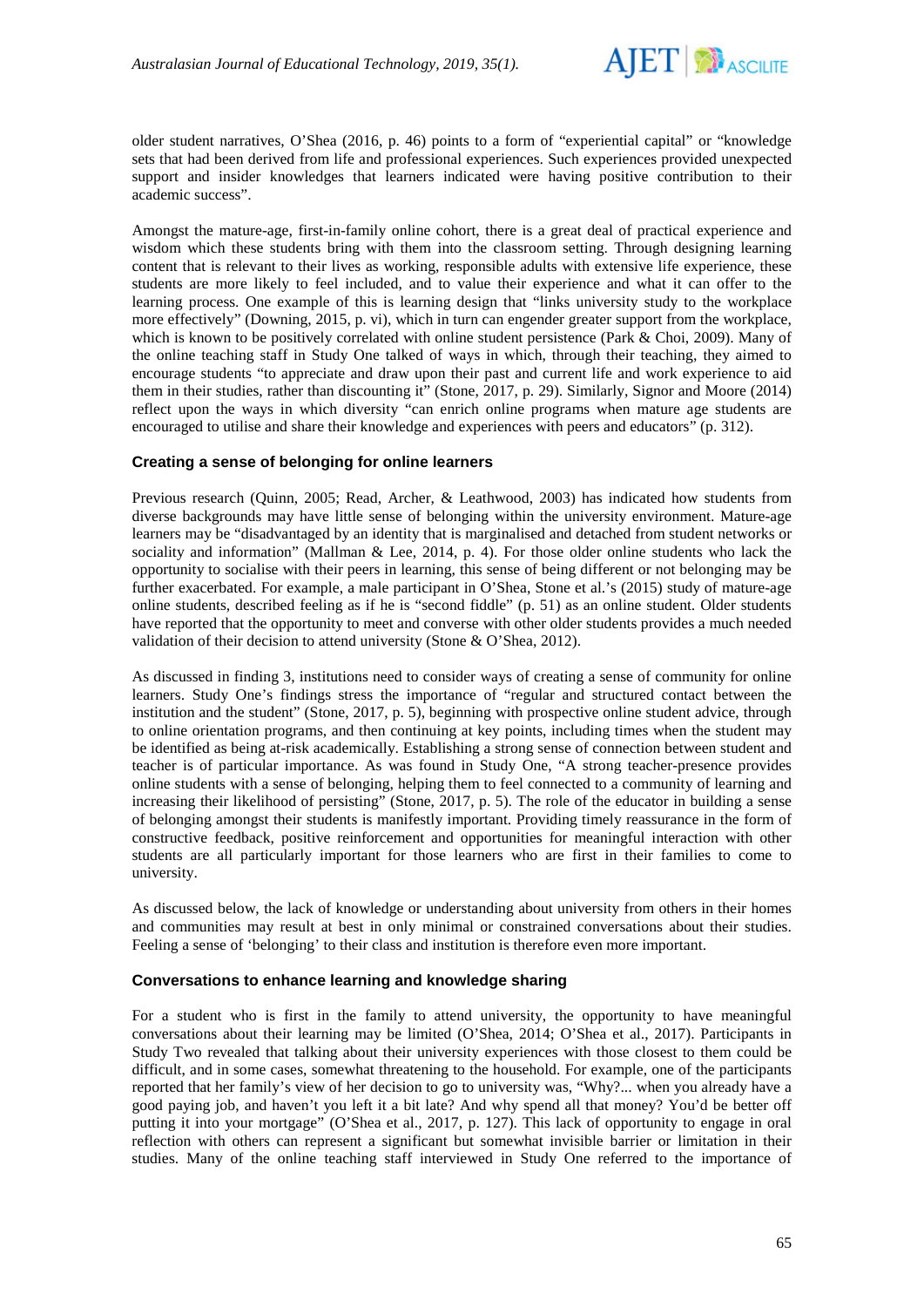older student narratives, O'Shea (2016, p. 46) points to a form of "experiential capital" or "knowledge sets that had been derived from life and professional experiences. Such experiences provided unexpected support and insider knowledges that learners indicated were having positive contribution to their academic success".

Amongst the mature-age, first-in-family online cohort, there is a great deal of practical experience and wisdom which these students bring with them into the classroom setting. Through designing learning content that is relevant to their lives as working, responsible adults with extensive life experience, these students are more likely to feel included, and to value their experience and what it can offer to the learning process. One example of this is learning design that "links university study to the workplace more effectively" (Downing, 2015, p. vi), which in turn can engender greater support from the workplace, which is known to be positively correlated with online student persistence (Park & Choi, 2009). Many of the online teaching staff in Study One talked of ways in which, through their teaching, they aimed to encourage students "to appreciate and draw upon their past and current life and work experience to aid them in their studies, rather than discounting it" (Stone, 2017, p. 29). Similarly, Signor and Moore (2014) reflect upon the ways in which diversity "can enrich online programs when mature age students are encouraged to utilise and share their knowledge and experiences with peers and educators" (p. 312).

### Creating a sense of belonging for online learners

Previous research (Quinn, 2005; Read, Archer, & Leathwood, 2003) has indicated how students from diverse backgrounds may have little sense of belonging within the university environment. Mature-age learners may be "disadvantaged by an identity that is marginalised and detached from student networks or sociality and information" (Mallman & Lee, 2014, p. 4). For those older online students who lack the opportunity to socialise with their peers in learning, this sense of being different or not belonging may be further exacerbated. For example, a male participant in O'Shea, Stone et al.'s (2015) study of mature-age online students, described feeling as if he is "second fiddle" (p. 51) as an online student. Older students have reported that the opportunity to meet and converse with other older students provides a much needed validation of their decision to attend university (Stone & O'Shea, 2012).

As discussed in finding 3, institutions need to consider ways of creating a sense of community for online learners. Study One's findings stress the importance of "regular and structured contact between the institution and the student" (Stone, 2017, p. 5), beginning with prospective online student advice, through to online orientation programs, and then continuing at key points, including times when the student may be identified as being at-risk academically. Establishing a strong sense of connection between student and teacher is of particular importance. As was found in Study One, "A strong teacher-presence provides online students with a sense of belonging, helping them to feel connected to a community of learning and increasing their likelihood of persisting" (Stone, 2017, p. 5). The role of the educator in building a sense of belonging amongst their students is manifestly important. Providing timely reassurance in the form of constructive feedback, positive reinforcement and opportunities for meaningful interaction with other students are all particularly important for those learners who are first in their families to come to university.

As discussed below, the lack of knowledge or understanding about university from others in their homes and communities may result at best in only minimal or constrained conversations about their studies. Feeling a sense of 'belonging' to their class and institution is therefore even more important.

### Conversations to enhance learning and knowledge sharing

For a student who is first in the family to attend university, the opportunity to have meaningful conversations about their learning may be limited (O'Shea, 2014; O'Shea et al., 2017). Participants in Study Two revealed that talking about their university experiences with those closest to them could be difficult, and in some cases, somewhat threatening to the household. For example, one of the participants reported that her family's view of her decision to go to university was, "Why?... when you already have a good paying job, and haven't you left it a bit late? And why spend all that money? You'd be better off putting it into your mortgage" (O'Shea et al., 2017, p. 127). This lack of opportunity to engage in oral reflection with others can represent a significant but somewhat invisible barrier or limitation in their studies. Many of the online teaching staff interviewed in Study One referred to the importance of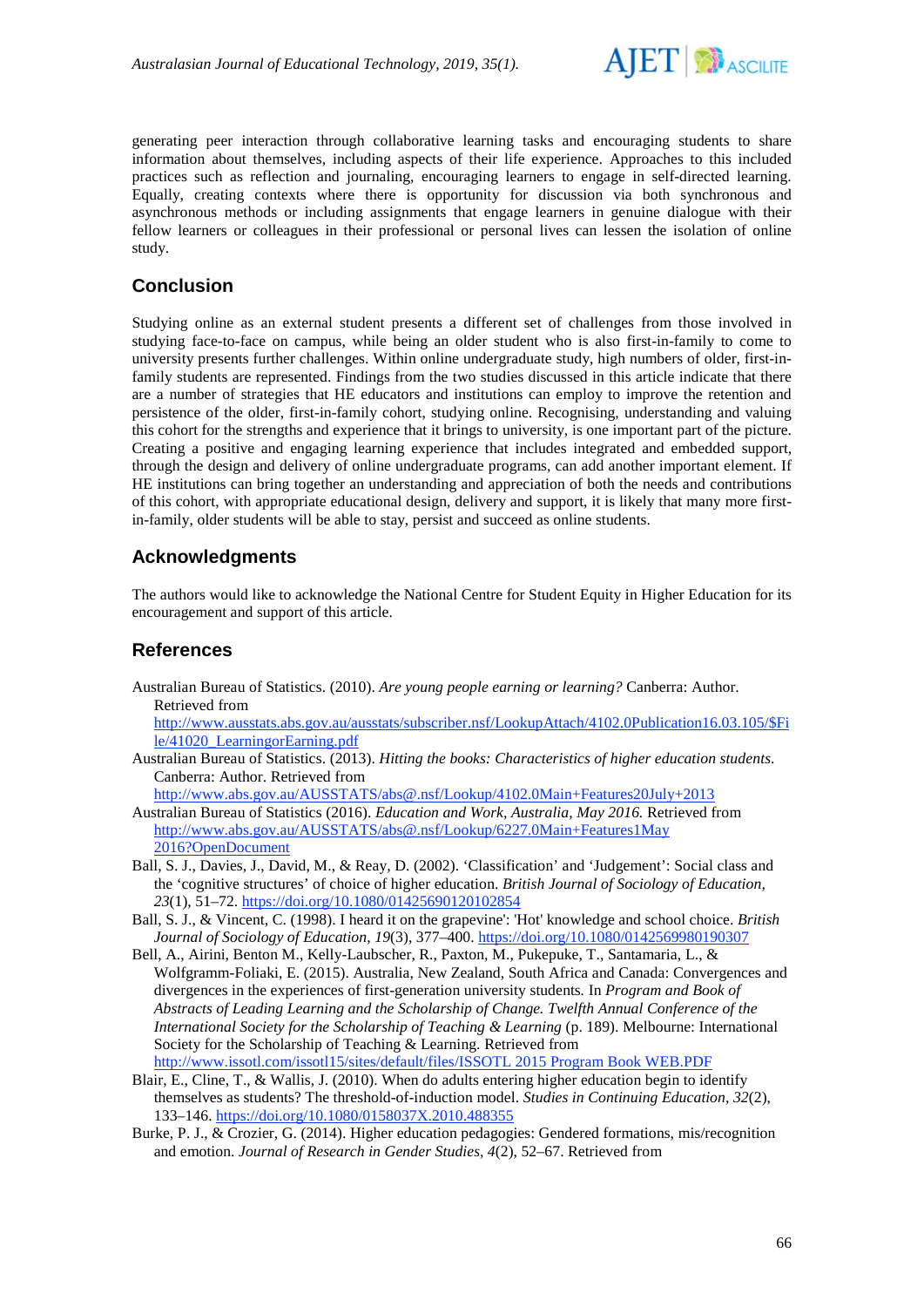generating peer interaction through collaborative learning tasks and encouraging students to share information about themselves, including aspects of their life experience. Approaches to this included practices such as reflection and journaling, encouraging learners to engage in self-directed learning. Equally, creating contexts where there is opportunity for discussion via both synchronous and asynchronous methods or including assignments that engage learners in genuine dialogue with their fellow learners or colleagues in their professional or personal lives can lessen the isolation of online study.

## Conclusion

Studying online as an external student presents a different set of challenges from those involved in studying face-to-face on campus, while being an older student who is also first-in-family to come to university presents further challenges. Within online undergraduate study, high numbers of older, first-in-family students are represented. Findings from the two studies discussed in this article indicate that there are a number of strategies that HE educators and institutions can employ to improve the retention and persistence of the older, first-in-family cohort, studying online. Recognising, understanding and valuing this cohort for the strengths and experience that it brings to university, is one important part of the picture. Creating a positive and engaging learning experience that includes integrated and embedded support, through the design and delivery of online undergraduate programs, can add another important element. If HE institutions can bring together an understanding and appreciation of both the needs and contributions of this cohort, with appropriate educational design, delivery and support, it is likely that many more first-in-family, older students will be able to stay, persist and succeed as online students.

## Acknowledgments

The authors would like to acknowledge the National Centre for Student Equity in Higher Education for its encouragement and support of this article.

## References

Australian Bureau of Statistics. (2010). *Are young people earning or learning?* Canberra: Author. Retrieved from http://www.ausstats.abs.gov.au/ausstats/subscriber.nsf/LookupAttach/4102.0Publication16.03.105/$File/41020_LearningorEarning.pdf

Australian Bureau of Statistics. (2013). *Hitting the books: Characteristics of higher education students*. Canberra: Author. Retrieved from http://www.abs.gov.au/AUSSTATS/abs@.nsf/Lookup/4102.0Main+Features20July+2013

Australian Bureau of Statistics (2016). *Education and Work, Australia, May 2016.* Retrieved from http://www.abs.gov.au/AUSSTATS/abs@.nsf/Lookup/6227.0Main+Features1May 2016?OpenDocument

Ball, S. J., Davies, J., David, M., & Reay, D. (2002). 'Classification' and 'Judgement': Social class and the 'cognitive structures' of choice of higher education. *British Journal of Sociology of Education, 23*(1), 51–72. https://doi.org/10.1080/01425690120102854

Ball, S. J., & Vincent, C. (1998). I heard it on the grapevine': 'Hot' knowledge and school choice. *British Journal of Sociology of Education*, *19*(3), 377–400. https://doi.org/10.1080/0142569980190307

Bell, A., Airini, Benton M., Kelly-Laubscher, R., Paxton, M., Pukepuke, T., Santamaria, L., & Wolfgramm-Foliaki, E. (2015). Australia, New Zealand, South Africa and Canada: Convergences and divergences in the experiences of first-generation university students. In *Program and Book of Abstracts of Leading Learning and the Scholarship of Change. Twelfth Annual Conference of the International Society for the Scholarship of Teaching & Learning* (p. 189). Melbourne: International Society for the Scholarship of Teaching & Learning. Retrieved from http://www.issotl.com/issotl15/sites/default/files/ISSOTL 2015 Program Book WEB.PDF

Blair, E., Cline, T., & Wallis, J. (2010). When do adults entering higher education begin to identify themselves as students? The threshold-of-induction model. *Studies in Continuing Education, 32*(2), 133–146. https://doi.org/10.1080/0158037X.2010.488355

Burke, P. J., & Crozier, G. (2014). Higher education pedagogies: Gendered formations, mis/recognition and emotion. *Journal of Research in Gender Studies, 4*(2), 52–67. Retrieved from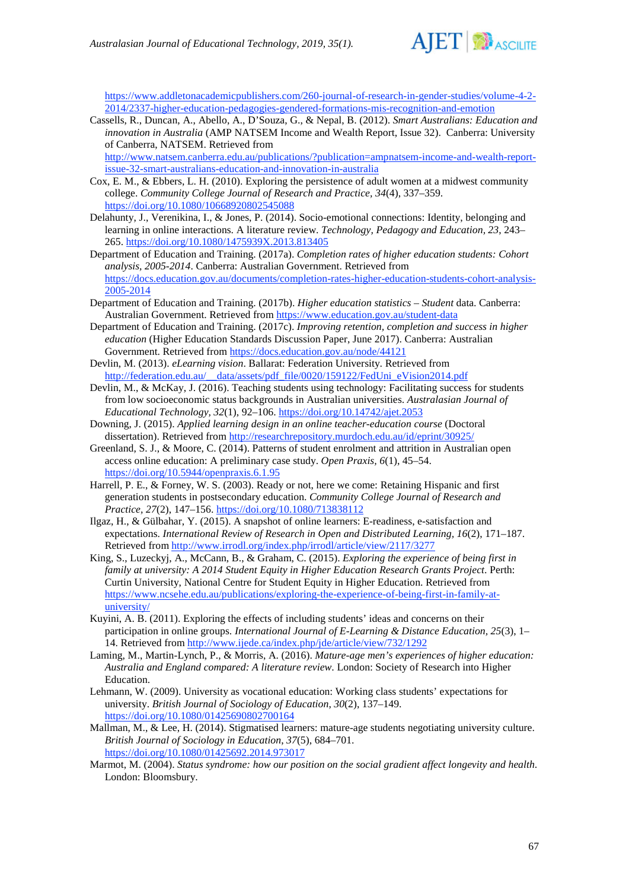https://www.addletonacademicpublishers.com/260-journal-of-research-in-gender-studies/volume-4-2-2014/2337-higher-education-pedagogies-gendered-formations-mis-recognition-and-emotion

Cassells, R., Duncan, A., Abello, A., D'Souza, G., & Nepal, B. (2012). *Smart Australians: Education and innovation in Australia* (AMP NATSEM Income and Wealth Report, Issue 32). Canberra: University of Canberra, NATSEM. Retrieved from http://www.natsem.canberra.edu.au/publications/?publication=ampnatsem-income-and-wealth-report-issue-32-smart-australians-education-and-innovation-in-australia

Cox, E. M., & Ebbers, L. H. (2010). Exploring the persistence of adult women at a midwest community college. *Community College Journal of Research and Practice, 34*(4), 337–359. https://doi.org/10.1080/10668920802545088

Delahunty, J., Verenikina, I., & Jones, P. (2014). Socio-emotional connections: Identity, belonging and learning in online interactions. A literature review. *Technology, Pedagogy and Education, 23*, 243–265. https://doi.org/10.1080/1475939X.2013.813405

Department of Education and Training. (2017a). *Completion rates of higher education students: Cohort analysis, 2005-2014*. Canberra: Australian Government. Retrieved from https://docs.education.gov.au/documents/completion-rates-higher-education-students-cohort-analysis-2005-2014

Department of Education and Training. (2017b). *Higher education statistics – Student* data. Canberra: Australian Government. Retrieved from https://www.education.gov.au/student-data

Department of Education and Training. (2017c). *Improving retention, completion and success in higher education* (Higher Education Standards Discussion Paper, June 2017). Canberra: Australian Government. Retrieved from https://docs.education.gov.au/node/44121

Devlin, M. (2013). *eLearning vision*. Ballarat: Federation University. Retrieved from http://federation.edu.au/__data/assets/pdf_file/0020/159122/FedUni_eVision2014.pdf

Devlin, M., & McKay, J. (2016). Teaching students using technology: Facilitating success for students from low socioeconomic status backgrounds in Australian universities. *Australasian Journal of Educational Technology, 32*(1), 92–106. https://doi.org/10.14742/ajet.2053

Downing, J. (2015). *Applied learning design in an online teacher-education course* (Doctoral dissertation). Retrieved from http://researchrepository.murdoch.edu.au/id/eprint/30925/

Greenland, S. J., & Moore, C. (2014). Patterns of student enrolment and attrition in Australian open access online education: A preliminary case study. *Open Praxis, 6*(1), 45–54. https://doi.org/10.5944/openpraxis.6.1.95

Harrell, P. E., & Forney, W. S. (2003). Ready or not, here we come: Retaining Hispanic and first generation students in postsecondary education. *Community College Journal of Research and Practice, 27*(2), 147–156. https://doi.org/10.1080/713838112

Ilgaz, H., & Gülbahar, Y. (2015). A snapshot of online learners: E-readiness, e-satisfaction and expectations. *International Review of Research in Open and Distributed Learning, 16*(2), 171–187. Retrieved from http://www.irrodl.org/index.php/irrodl/article/view/2117/3277

King, S., Luzeckyj, A., McCann, B., & Graham, C. (2015). *Exploring the experience of being first in family at university: A 2014 Student Equity in Higher Education Research Grants Project*. Perth: Curtin University, National Centre for Student Equity in Higher Education. Retrieved from https://www.ncsehe.edu.au/publications/exploring-the-experience-of-being-first-in-family-at-university/

Kuyini, A. B. (2011). Exploring the effects of including students' ideas and concerns on their participation in online groups. *International Journal of E-Learning & Distance Education, 25*(3), 1–14. Retrieved from http://www.ijede.ca/index.php/jde/article/view/732/1292

Laming, M., Martin-Lynch, P., & Morris, A. (2016). *Mature-age men's experiences of higher education: Australia and England compared: A literature review*. London: Society of Research into Higher Education.

Lehmann, W. (2009). University as vocational education: Working class students' expectations for university. *British Journal of Sociology of Education, 30*(2), 137–149. https://doi.org/10.1080/01425690802700164

Mallman, M., & Lee, H. (2014). Stigmatised learners: mature-age students negotiating university culture. *British Journal of Sociology in Education, 37*(5), 684–701. https://doi.org/10.1080/01425692.2014.973017

Marmot, M. (2004). *Status syndrome: how our position on the social gradient affect longevity and health*. London: Bloomsbury.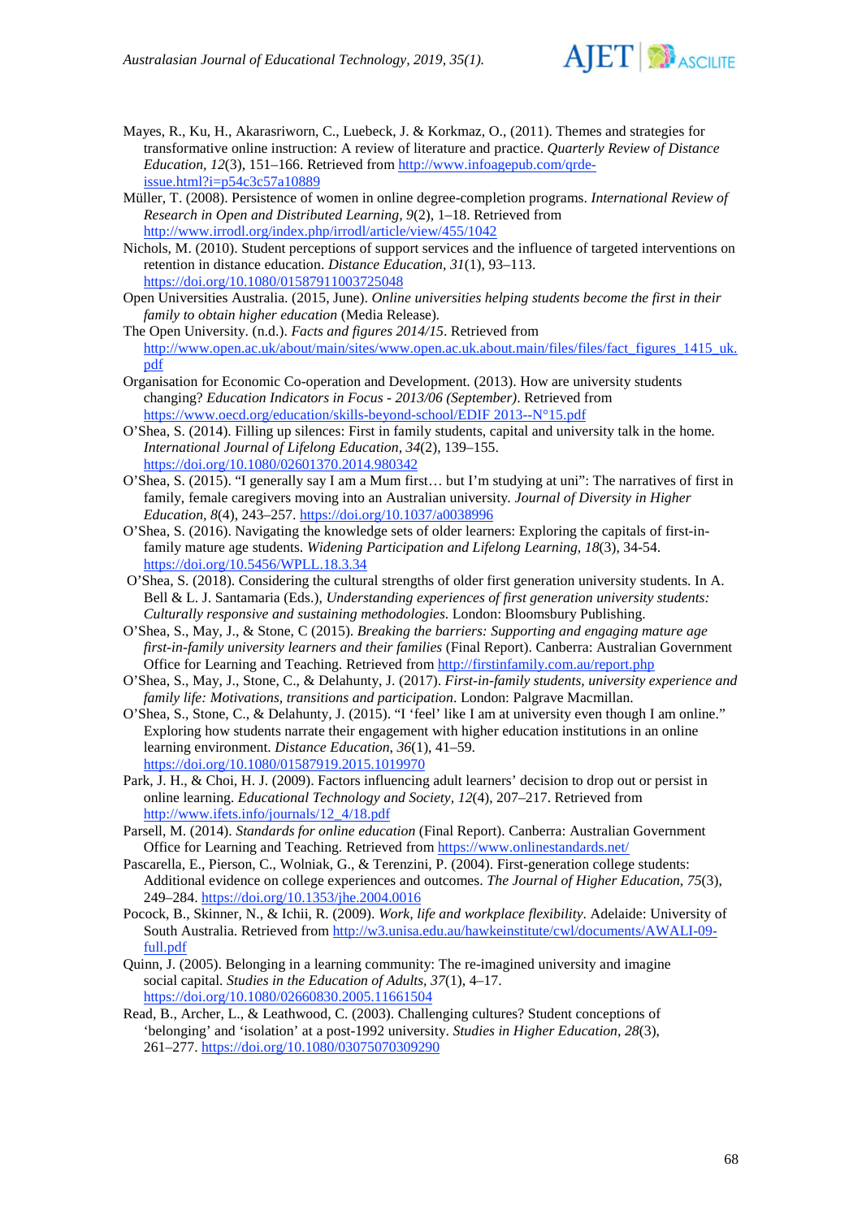Mayes, R., Ku, H., Akarasriworn, C., Luebeck, J. & Korkmaz, O., (2011). Themes and strategies for transformative online instruction: A review of literature and practice. *Quarterly Review of Distance Education, 12*(3), 151–166. Retrieved from http://www.infoagepub.com/qrde-issue.html?i=p54c3c57a10889

Müller, T. (2008). Persistence of women in online degree-completion programs. *International Review of Research in Open and Distributed Learning, 9*(2), 1–18. Retrieved from http://www.irrodl.org/index.php/irrodl/article/view/455/1042

Nichols, M. (2010). Student perceptions of support services and the influence of targeted interventions on retention in distance education. *Distance Education, 31*(1), 93–113. https://doi.org/10.1080/01587911003725048

Open Universities Australia. (2015, June). *Online universities helping students become the first in their family to obtain higher education* (Media Release).

The Open University. (n.d.). *Facts and figures 2014/15*. Retrieved from http://www.open.ac.uk/about/main/sites/www.open.ac.uk.about.main/files/files/fact_figures_1415_uk.pdf

Organisation for Economic Co-operation and Development. (2013). How are university students changing? *Education Indicators in Focus - 2013/06 (September)*. Retrieved from https://www.oecd.org/education/skills-beyond-school/EDIF 2013--N°15.pdf

O'Shea, S. (2014). Filling up silences: First in family students, capital and university talk in the home. *International Journal of Lifelong Education, 34*(2), 139–155. https://doi.org/10.1080/02601370.2014.980342

O'Shea, S. (2015). "I generally say I am a Mum first… but I'm studying at uni": The narratives of first in family, female caregivers moving into an Australian university. *Journal of Diversity in Higher Education, 8*(4), 243–257. https://doi.org/10.1037/a0038996

O'Shea, S. (2016). Navigating the knowledge sets of older learners: Exploring the capitals of first-in-family mature age students. *Widening Participation and Lifelong Learning, 18*(3), 34-54. https://doi.org/10.5456/WPLL.18.3.34

O'Shea, S. (2018). Considering the cultural strengths of older first generation university students. In A. Bell & L. J. Santamaria (Eds.), *Understanding experiences of first generation university students: Culturally responsive and sustaining methodologies*. London: Bloomsbury Publishing.

O'Shea, S., May, J., & Stone, C (2015). *Breaking the barriers: Supporting and engaging mature age first-in-family university learners and their families* (Final Report). Canberra: Australian Government Office for Learning and Teaching. Retrieved from http://firstinfamily.com.au/report.php

O'Shea, S., May, J., Stone, C., & Delahunty, J. (2017). *First-in-family students, university experience and family life: Motivations, transitions and participation*. London: Palgrave Macmillan.

O'Shea, S., Stone, C., & Delahunty, J. (2015). "I 'feel' like I am at university even though I am online." Exploring how students narrate their engagement with higher education institutions in an online learning environment. *Distance Education, 36*(1), 41–59. https://doi.org/10.1080/01587919.2015.1019970

Park, J. H., & Choi, H. J. (2009). Factors influencing adult learners' decision to drop out or persist in online learning. *Educational Technology and Society, 12*(4), 207–217. Retrieved from http://www.ifets.info/journals/12_4/18.pdf

Parsell, M. (2014). *Standards for online education* (Final Report). Canberra: Australian Government Office for Learning and Teaching. Retrieved from https://www.onlinestandards.net/

Pascarella, E., Pierson, C., Wolniak, G., & Terenzini, P. (2004). First-generation college students: Additional evidence on college experiences and outcomes. *The Journal of Higher Education, 75*(3), 249–284. https://doi.org/10.1353/jhe.2004.0016

Pocock, B., Skinner, N., & Ichii, R. (2009). *Work, life and workplace flexibility*. Adelaide: University of South Australia. Retrieved from http://w3.unisa.edu.au/hawkeinstitute/cwl/documents/AWALI-09-full.pdf

Quinn, J. (2005). Belonging in a learning community: The re-imagined university and imagine social capital. *Studies in the Education of Adults, 37*(1), 4–17. https://doi.org/10.1080/02660830.2005.11661504

Read, B., Archer, L., & Leathwood, C. (2003). Challenging cultures? Student conceptions of 'belonging' and 'isolation' at a post-1992 university. *Studies in Higher Education, 28*(3), 261–277. https://doi.org/10.1080/03075070309290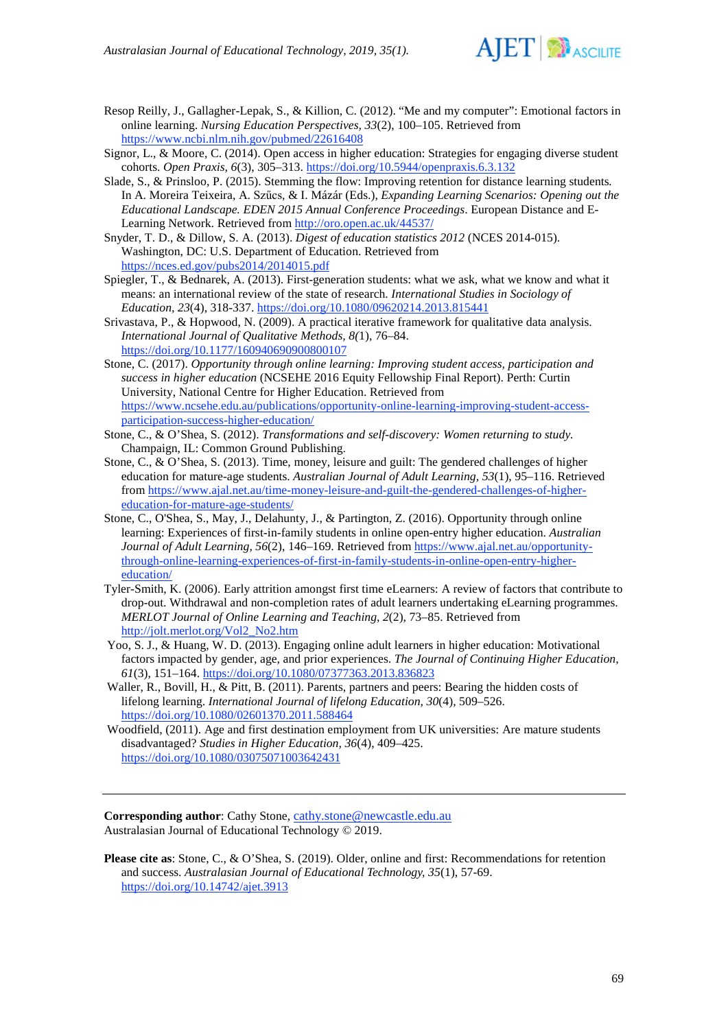Resop Reilly, J., Gallagher-Lepak, S., & Killion, C. (2012). "Me and my computer": Emotional factors in online learning. *Nursing Education Perspectives, 33*(2), 100–105. Retrieved from https://www.ncbi.nlm.nih.gov/pubmed/22616408

Signor, L., & Moore, C. (2014). Open access in higher education: Strategies for engaging diverse student cohorts. *Open Praxis, 6*(3), 305–313. https://doi.org/10.5944/openpraxis.6.3.132

Slade, S., & Prinsloo, P. (2015). Stemming the flow: Improving retention for distance learning students. In A. Moreira Teixeira, A. Szűcs, & I. Mázár (Eds.), *Expanding Learning Scenarios: Opening out the Educational Landscape. EDEN 2015 Annual Conference Proceedings*. European Distance and E-Learning Network. Retrieved from http://oro.open.ac.uk/44537/

Snyder, T. D., & Dillow, S. A. (2013). *Digest of education statistics 2012* (NCES 2014-015). Washington, DC: U.S. Department of Education. Retrieved from https://nces.ed.gov/pubs2014/2014015.pdf

Spiegler, T., & Bednarek, A. (2013). First-generation students: what we ask, what we know and what it means: an international review of the state of research. *International Studies in Sociology of Education, 23*(4), 318-337. https://doi.org/10.1080/09620214.2013.815441

Srivastava, P., & Hopwood, N. (2009). A practical iterative framework for qualitative data analysis. *International Journal of Qualitative Methods, 8(*1), 76–84. https://doi.org/10.1177/160940690900800107

Stone, C. (2017). *Opportunity through online learning: Improving student access, participation and success in higher education* (NCSEHE 2016 Equity Fellowship Final Report). Perth: Curtin University, National Centre for Higher Education. Retrieved from https://www.ncsehe.edu.au/publications/opportunity-online-learning-improving-student-access-participation-success-higher-education/

Stone, C., & O'Shea, S. (2012). *Transformations and self-discovery: Women returning to study.* Champaign, IL: Common Ground Publishing.

Stone, C., & O'Shea, S. (2013). Time, money, leisure and guilt: The gendered challenges of higher education for mature-age students. *Australian Journal of Adult Learning, 53*(1), 95–116. Retrieved from https://www.ajal.net.au/time-money-leisure-and-guilt-the-gendered-challenges-of-higher-education-for-mature-age-students/

Stone, C., O'Shea, S., May, J., Delahunty, J., & Partington, Z. (2016). Opportunity through online learning: Experiences of first-in-family students in online open-entry higher education. *Australian Journal of Adult Learning, 56*(2), 146–169. Retrieved from https://www.ajal.net.au/opportunity-through-online-learning-experiences-of-first-in-family-students-in-online-open-entry-higher-education/

Tyler-Smith, K. (2006). Early attrition amongst first time eLearners: A review of factors that contribute to drop-out. Withdrawal and non-completion rates of adult learners undertaking eLearning programmes. *MERLOT Journal of Online Learning and Teaching, 2*(2), 73–85. Retrieved from http://jolt.merlot.org/Vol2_No2.htm

Yoo, S. J., & Huang, W. D. (2013). Engaging online adult learners in higher education: Motivational factors impacted by gender, age, and prior experiences. *The Journal of Continuing Higher Education, 61*(3), 151–164. https://doi.org/10.1080/07377363.2013.836823

Waller, R., Bovill, H., & Pitt, B. (2011). Parents, partners and peers: Bearing the hidden costs of lifelong learning. *International Journal of lifelong Education, 30*(4), 509–526. https://doi.org/10.1080/02601370.2011.588464

Woodfield, (2011). Age and first destination employment from UK universities: Are mature students disadvantaged? *Studies in Higher Education, 36*(4), 409–425. https://doi.org/10.1080/03075071003642431

---

**Corresponding author**: Cathy Stone, cathy.stone@newcastle.edu.au

Australasian Journal of Educational Technology © 2019.

**Please cite as**: Stone, C., & O'Shea, S. (2019). Older, online and first: Recommendations for retention and success. *Australasian Journal of Educational Technology, 35*(1), 57-69. https://doi.org/10.14742/ajet.3913